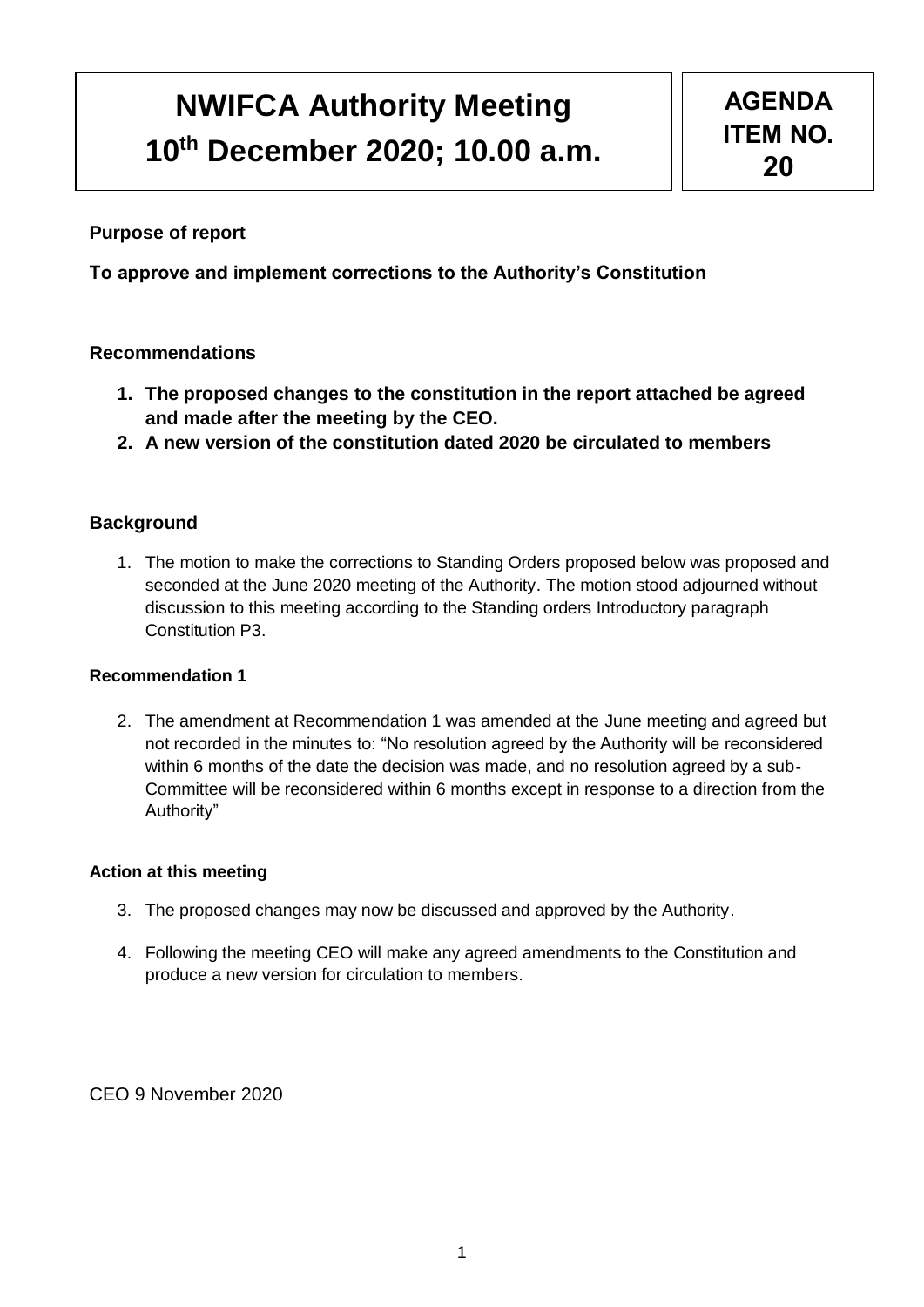# NWIFCA Authority Meeting 10th December 2020; 10.00 a.m.

**AGENDA ITEM NO. 20**

**Purpose of report**

**To approve and implement corrections to the Authority's Constitution**

## Recommendations

1. **The proposed changes to the constitution in the report attached be agreed and made after the meeting by the CEO.**
2. **A new version of the constitution dated 2020 be circulated to members**

## Background

1. The motion to make the corrections to Standing Orders proposed below was proposed and seconded at the June 2020 meeting of the Authority. The motion stood adjourned without discussion to this meeting according to the Standing orders Introductory paragraph Constitution P3.

### Recommendation 1

2. The amendment at Recommendation 1 was amended at the June meeting and agreed but not recorded in the minutes to: "No resolution agreed by the Authority will be reconsidered within 6 months of the date the decision was made, and no resolution agreed by a sub-Committee will be reconsidered within 6 months except in response to a direction from the Authority"

### Action at this meeting

3. The proposed changes may now be discussed and approved by the Authority.
4. Following the meeting CEO will make any agreed amendments to the Constitution and produce a new version for circulation to members.

CEO 9 November 2020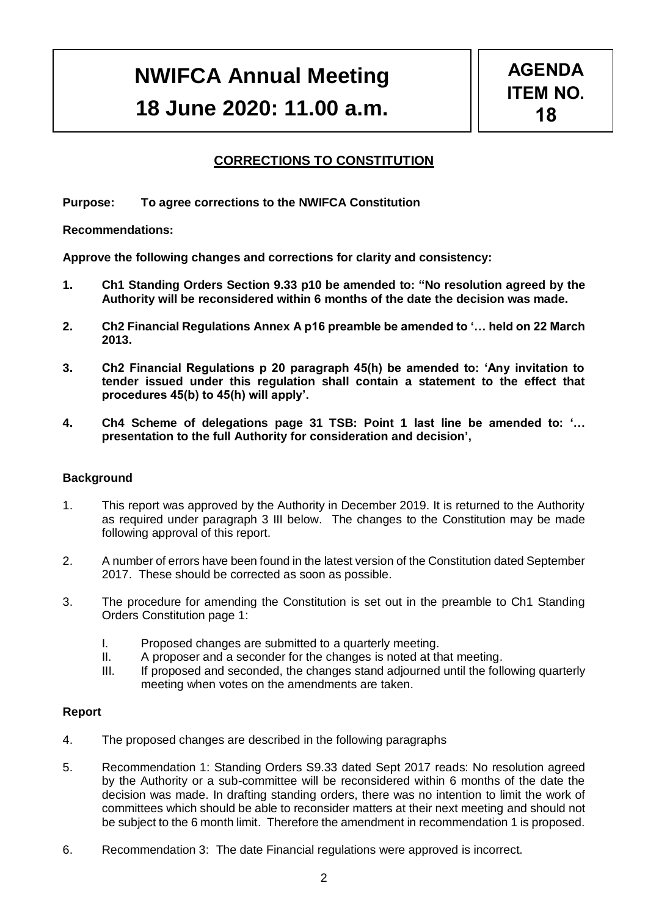# NWIFCA Annual Meeting

# 18 June 2020: 11.00 a.m.

**AGENDA ITEM NO. 18**

## CORRECTIONS TO CONSTITUTION

**Purpose: To agree corrections to the NWIFCA Constitution**

**Recommendations:**

**Approve the following changes and corrections for clarity and consistency:**

1. **Ch1 Standing Orders Section 9.33 p10 be amended to: "No resolution agreed by the Authority will be reconsidered within 6 months of the date the decision was made.**
2. **Ch2 Financial Regulations Annex A p16 preamble be amended to '… held on 22 March 2013.**
3. **Ch2 Financial Regulations p 20 paragraph 45(h) be amended to: 'Any invitation to tender issued under this regulation shall contain a statement to the effect that procedures 45(b) to 45(h) will apply'.**
4. **Ch4 Scheme of delegations page 31 TSB: Point 1 last line be amended to: '… presentation to the full Authority for consideration and decision',**

### Background

1. This report was approved by the Authority in December 2019. It is returned to the Authority as required under paragraph 3 III below. The changes to the Constitution may be made following approval of this report.
2. A number of errors have been found in the latest version of the Constitution dated September 2017. These should be corrected as soon as possible.
3. The procedure for amending the Constitution is set out in the preamble to Ch1 Standing Orders Constitution page 1:
   - I. Proposed changes are submitted to a quarterly meeting.
   - II. A proposer and a seconder for the changes is noted at that meeting.
   - III. If proposed and seconded, the changes stand adjourned until the following quarterly meeting when votes on the amendments are taken.

### Report

4. The proposed changes are described in the following paragraphs
5. Recommendation 1: Standing Orders S9.33 dated Sept 2017 reads: No resolution agreed by the Authority or a sub-committee will be reconsidered within 6 months of the date the decision was made. In drafting standing orders, there was no intention to limit the work of committees which should be able to reconsider matters at their next meeting and should not be subject to the 6 month limit. Therefore the amendment in recommendation 1 is proposed.
6. Recommendation 3: The date Financial regulations were approved is incorrect.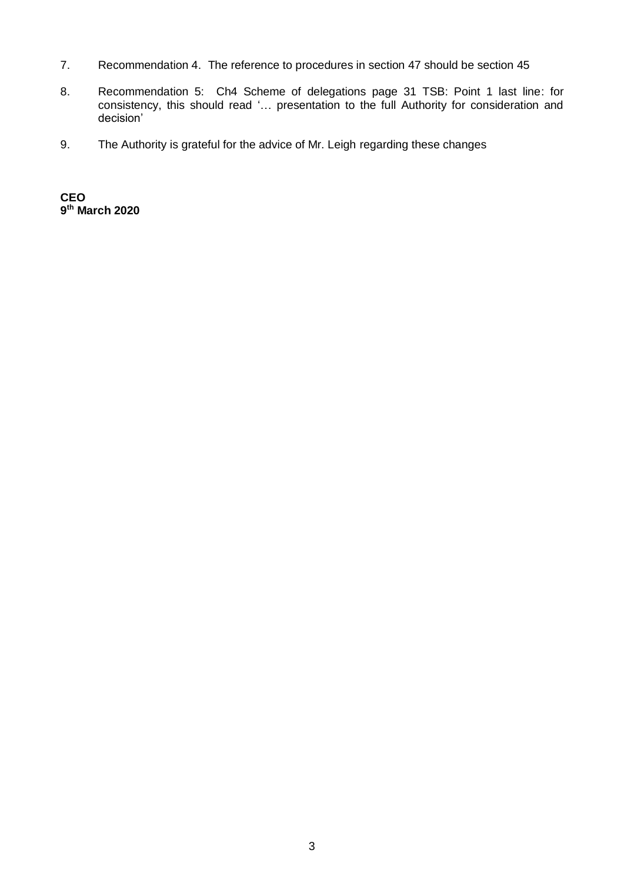7. Recommendation 4. The reference to procedures in section 47 should be section 45

8. Recommendation 5: Ch4 Scheme of delegations page 31 TSB: Point 1 last line: for consistency, this should read '… presentation to the full Authority for consideration and decision'

9. The Authority is grateful for the advice of Mr. Leigh regarding these changes

**CEO**
**9th March 2020**